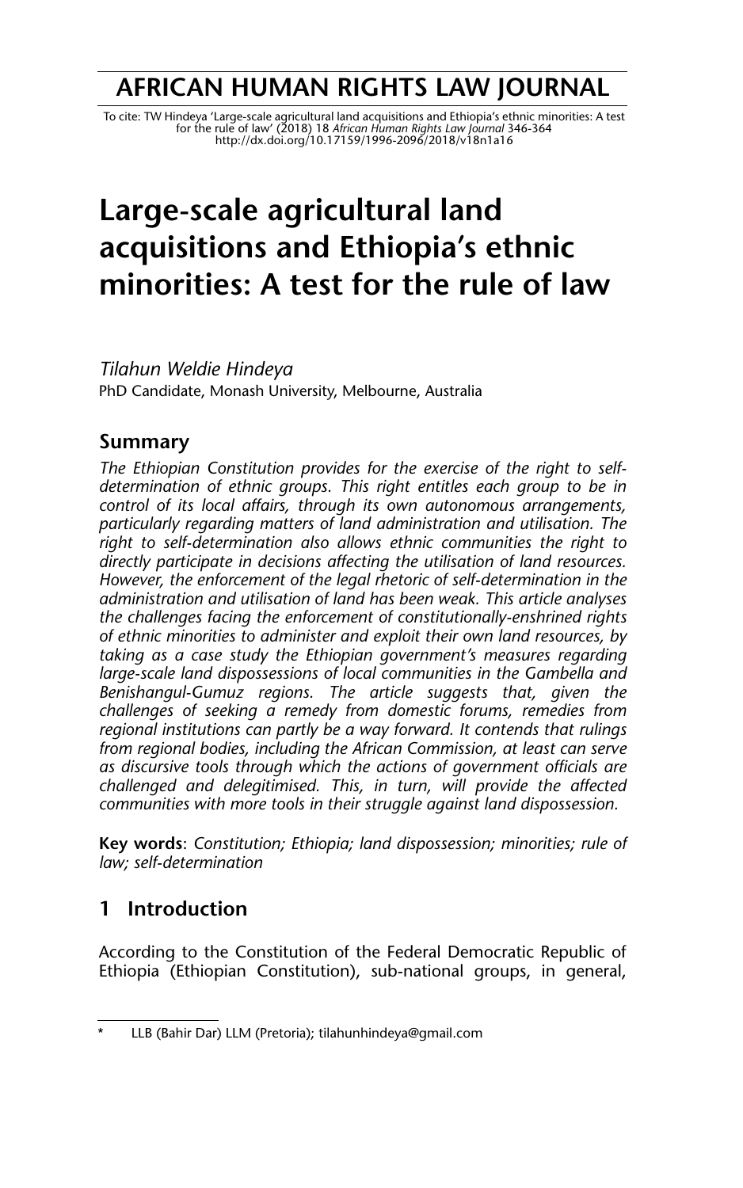# AFRICAN HUMAN RIGHTS LAW JOURNAL

To cite: TW Hindeya 'Large-scale agricultural land acquisitions and Ethiopia's ethnic minorities: A test for the rule of law' (2018) 18 *African Human Rights Law Journal* 346-364
http://dx.doi.org/10.17159/1996-2096/2018/v18n1a16

# Large-scale agricultural land acquisitions and Ethiopia's ethnic minorities: A test for the rule of law

*Tilahun Weldie Hindeya*
PhD Candidate, Monash University, Melbourne, Australia

## Summary

*The Ethiopian Constitution provides for the exercise of the right to self-determination of ethnic groups. This right entitles each group to be in control of its local affairs, through its own autonomous arrangements, particularly regarding matters of land administration and utilisation. The right to self-determination also allows ethnic communities the right to directly participate in decisions affecting the utilisation of land resources. However, the enforcement of the legal rhetoric of self-determination in the administration and utilisation of land has been weak. This article analyses the challenges facing the enforcement of constitutionally-enshrined rights of ethnic minorities to administer and exploit their own land resources, by taking as a case study the Ethiopian government's measures regarding large-scale land dispossessions of local communities in the Gambella and Benishangul-Gumuz regions. The article suggests that, given the challenges of seeking a remedy from domestic forums, remedies from regional institutions can partly be a way forward. It contends that rulings from regional bodies, including the African Commission, at least can serve as discursive tools through which the actions of government officials are challenged and delegitimised. This, in turn, will provide the affected communities with more tools in their struggle against land dispossession.*

**Key words**: *Constitution; Ethiopia; land dispossession; minorities; rule of law; self-determination*

## 1 Introduction

According to the Constitution of the Federal Democratic Republic of Ethiopia (Ethiopian Constitution), sub-national groups, in general,

\* LLB (Bahir Dar) LLM (Pretoria); tilahunhindeya@gmail.com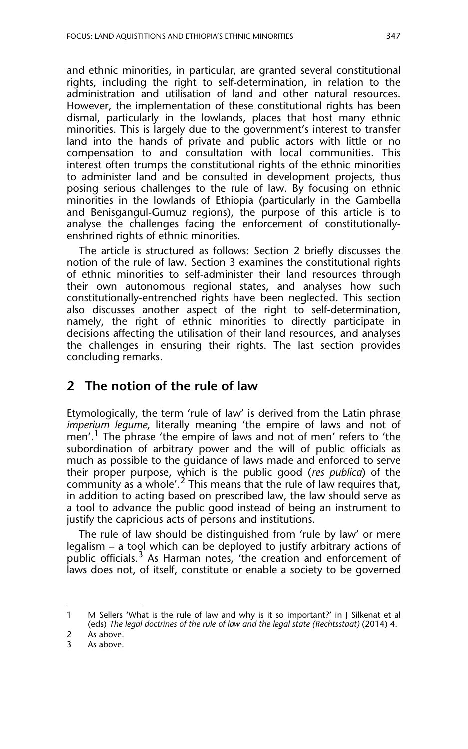and ethnic minorities, in particular, are granted several constitutional rights, including the right to self-determination, in relation to the administration and utilisation of land and other natural resources. However, the implementation of these constitutional rights has been dismal, particularly in the lowlands, places that host many ethnic minorities. This is largely due to the government's interest to transfer land into the hands of private and public actors with little or no compensation to and consultation with local communities. This interest often trumps the constitutional rights of the ethnic minorities to administer land and be consulted in development projects, thus posing serious challenges to the rule of law. By focusing on ethnic minorities in the lowlands of Ethiopia (particularly in the Gambella and Benisgangul-Gumuz regions), the purpose of this article is to analyse the challenges facing the enforcement of constitutionally-enshrined rights of ethnic minorities.

The article is structured as follows: Section 2 briefly discusses the notion of the rule of law. Section 3 examines the constitutional rights of ethnic minorities to self-administer their land resources through their own autonomous regional states, and analyses how such constitutionally-entrenched rights have been neglected. This section also discusses another aspect of the right to self-determination, namely, the right of ethnic minorities to directly participate in decisions affecting the utilisation of their land resources, and analyses the challenges in ensuring their rights. The last section provides concluding remarks.

## 2 The notion of the rule of law

Etymologically, the term 'rule of law' is derived from the Latin phrase *imperium legume*, literally meaning 'the empire of laws and not of men'.[1] The phrase 'the empire of laws and not of men' refers to 'the subordination of arbitrary power and the will of public officials as much as possible to the guidance of laws made and enforced to serve their proper purpose, which is the public good (*res publica*) of the community as a whole'.[2] This means that the rule of law requires that, in addition to acting based on prescribed law, the law should serve as a tool to advance the public good instead of being an instrument to justify the capricious acts of persons and institutions.

The rule of law should be distinguished from 'rule by law' or mere legalism – a tool which can be deployed to justify arbitrary actions of public officials.[3] As Harman notes, 'the creation and enforcement of laws does not, of itself, constitute or enable a society to be governed

---

1 M Sellers 'What is the rule of law and why is it so important?' in J Silkenat et al (eds) *The legal doctrines of the rule of law and the legal state (Rechtsstaat)* (2014) 4.

2 As above.

3 As above.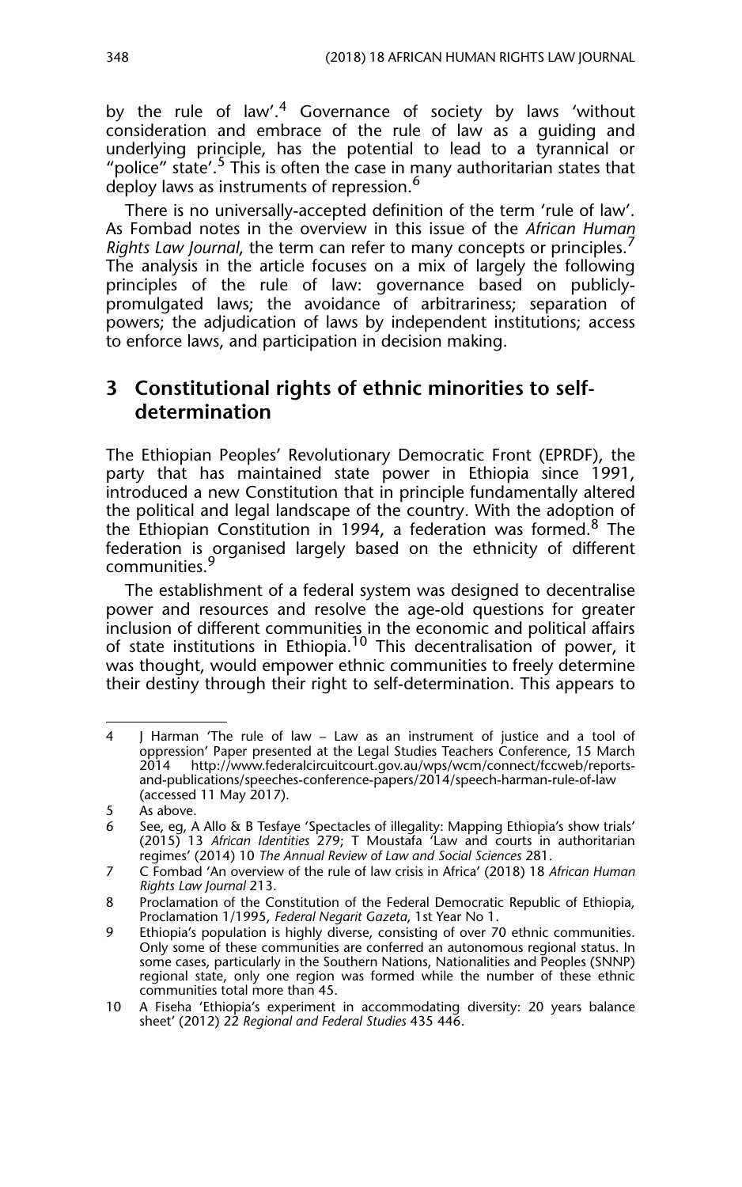by the rule of law'.[4] Governance of society by laws 'without consideration and embrace of the rule of law as a guiding and underlying principle, has the potential to lead to a tyrannical or "police" state'.[5] This is often the case in many authoritarian states that deploy laws as instruments of repression.[6]

There is no universally-accepted definition of the term 'rule of law'. As Fombad notes in the overview in this issue of the *African Human Rights Law Journal*, the term can refer to many concepts or principles.[7] The analysis in the article focuses on a mix of largely the following principles of the rule of law: governance based on publicly-promulgated laws; the avoidance of arbitrariness; separation of powers; the adjudication of laws by independent institutions; access to enforce laws, and participation in decision making.

## 3 Constitutional rights of ethnic minorities to self-determination

The Ethiopian Peoples' Revolutionary Democratic Front (EPRDF), the party that has maintained state power in Ethiopia since 1991, introduced a new Constitution that in principle fundamentally altered the political and legal landscape of the country. With the adoption of the Ethiopian Constitution in 1994, a federation was formed.[8] The federation is organised largely based on the ethnicity of different communities.[9]

The establishment of a federal system was designed to decentralise power and resources and resolve the age-old questions for greater inclusion of different communities in the economic and political affairs of state institutions in Ethiopia.[10] This decentralisation of power, it was thought, would empower ethnic communities to freely determine their destiny through their right to self-determination. This appears to

---

4 J Harman 'The rule of law – Law as an instrument of justice and a tool of oppression' Paper presented at the Legal Studies Teachers Conference, 15 March 2014 http://www.federalcircuitcourt.gov.au/wps/wcm/connect/fccweb/reports-and-publications/speeches-conference-papers/2014/speech-harman-rule-of-law (accessed 11 May 2017).

5 As above.

6 See, eg, A Allo & B Tesfaye 'Spectacles of illegality: Mapping Ethiopia's show trials' (2015) 13 *African Identities* 279; T Moustafa 'Law and courts in authoritarian regimes' (2014) 10 *The Annual Review of Law and Social Sciences* 281.

7 C Fombad 'An overview of the rule of law crisis in Africa' (2018) 18 *African Human Rights Law Journal* 213.

8 Proclamation of the Constitution of the Federal Democratic Republic of Ethiopia, Proclamation 1/1995, *Federal Negarit Gazeta*, 1st Year No 1.

9 Ethiopia's population is highly diverse, consisting of over 70 ethnic communities. Only some of these communities are conferred an autonomous regional status. In some cases, particularly in the Southern Nations, Nationalities and Peoples (SNNP) regional state, only one region was formed while the number of these ethnic communities total more than 45.

10 A Fiseha 'Ethiopia's experiment in accommodating diversity: 20 years balance sheet' (2012) 22 *Regional and Federal Studies* 435 446.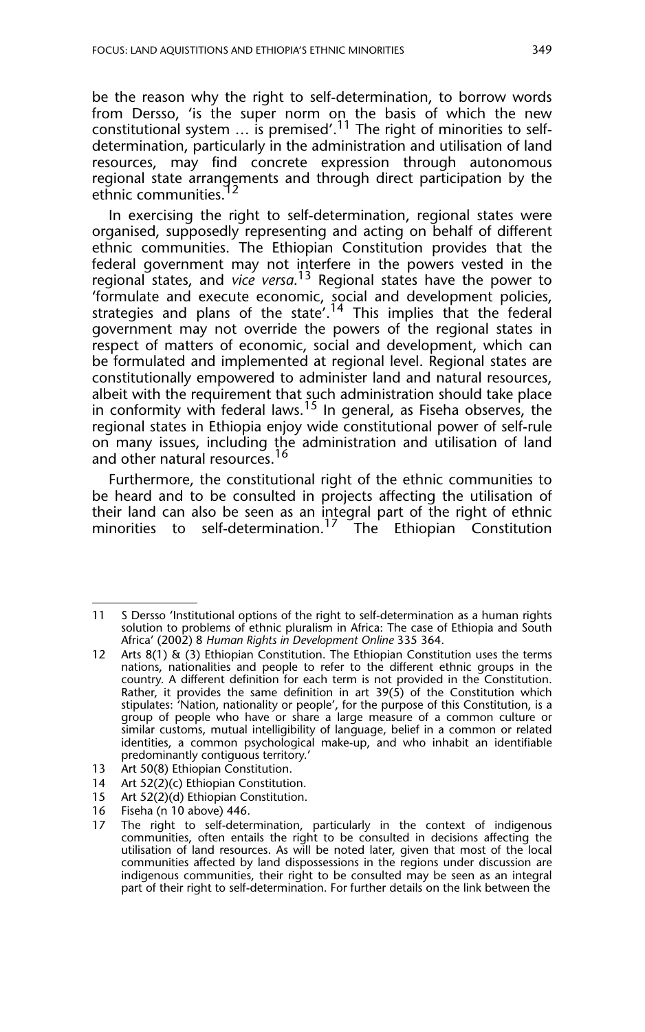be the reason why the right to self-determination, to borrow words from Dersso, 'is the super norm on the basis of which the new constitutional system … is premised'.[11] The right of minorities to self-determination, particularly in the administration and utilisation of land resources, may find concrete expression through autonomous regional state arrangements and through direct participation by the ethnic communities.[12]

In exercising the right to self-determination, regional states were organised, supposedly representing and acting on behalf of different ethnic communities. The Ethiopian Constitution provides that the federal government may not interfere in the powers vested in the regional states, and *vice versa.*[13] Regional states have the power to 'formulate and execute economic, social and development policies, strategies and plans of the state'.[14] This implies that the federal government may not override the powers of the regional states in respect of matters of economic, social and development, which can be formulated and implemented at regional level. Regional states are constitutionally empowered to administer land and natural resources, albeit with the requirement that such administration should take place in conformity with federal laws.[15] In general, as Fiseha observes, the regional states in Ethiopia enjoy wide constitutional power of self-rule on many issues, including the administration and utilisation of land and other natural resources.[16]

Furthermore, the constitutional right of the ethnic communities to be heard and to be consulted in projects affecting the utilisation of their land can also be seen as an integral part of the right of ethnic minorities to self-determination.[17] The Ethiopian Constitution

---

11 S Dersso 'Institutional options of the right to self-determination as a human rights solution to problems of ethnic pluralism in Africa: The case of Ethiopia and South Africa' (2002) 8 *Human Rights in Development Online* 335 364.

12 Arts 8(1) & (3) Ethiopian Constitution. The Ethiopian Constitution uses the terms nations, nationalities and people to refer to the different ethnic groups in the country. A different definition for each term is not provided in the Constitution. Rather, it provides the same definition in art 39(5) of the Constitution which stipulates: 'Nation, nationality or people', for the purpose of this Constitution, is a group of people who have or share a large measure of a common culture or similar customs, mutual intelligibility of language, belief in a common or related identities, a common psychological make-up, and who inhabit an identifiable predominantly contiguous territory.'

13 Art 50(8) Ethiopian Constitution.

14 Art 52(2)(c) Ethiopian Constitution.

15 Art 52(2)(d) Ethiopian Constitution.

16 Fiseha (n 10 above) 446.

17 The right to self-determination, particularly in the context of indigenous communities, often entails the right to be consulted in decisions affecting the utilisation of land resources. As will be noted later, given that most of the local communities affected by land dispossessions in the regions under discussion are indigenous communities, their right to be consulted may be seen as an integral part of their right to self-determination. For further details on the link between the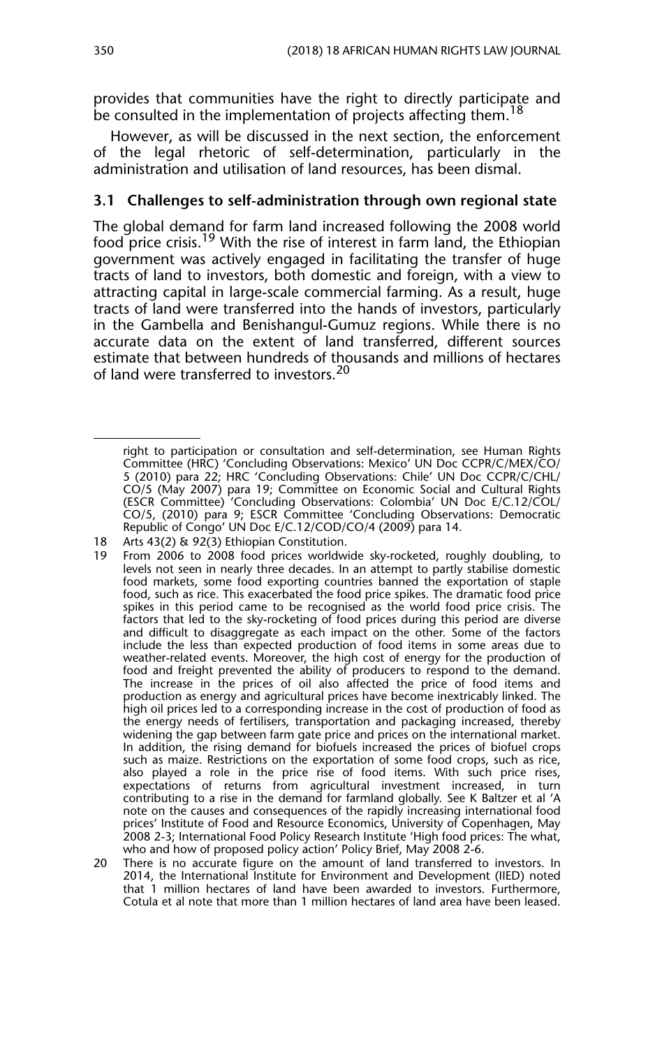provides that communities have the right to directly participate and be consulted in the implementation of projects affecting them.[18]

However, as will be discussed in the next section, the enforcement of the legal rhetoric of self-determination, particularly in the administration and utilisation of land resources, has been dismal.

### 3.1 Challenges to self-administration through own regional state

The global demand for farm land increased following the 2008 world food price crisis.[19] With the rise of interest in farm land, the Ethiopian government was actively engaged in facilitating the transfer of huge tracts of land to investors, both domestic and foreign, with a view to attracting capital in large-scale commercial farming. As a result, huge tracts of land were transferred into the hands of investors, particularly in the Gambella and Benishangul-Gumuz regions. While there is no accurate data on the extent of land transferred, different sources estimate that between hundreds of thousands and millions of hectares of land were transferred to investors.[20]

---

right to participation or consultation and self-determination, see Human Rights Committee (HRC) 'Concluding Observations: Mexico' UN Doc CCPR/C/MEX/CO/5 (2010) para 22; HRC 'Concluding Observations: Chile' UN Doc CCPR/C/CHL/CO/5 (May 2007) para 19; Committee on Economic Social and Cultural Rights (ESCR Committee) 'Concluding Observations: Colombia' UN Doc E/C.12/COL/CO/5, (2010) para 9; ESCR Committee 'Concluding Observations: Democratic Republic of Congo' UN Doc E/C.12/COD/CO/4 (2009) para 14.

18 Arts 43(2) & 92(3) Ethiopian Constitution.

19 From 2006 to 2008 food prices worldwide sky-rocketed, roughly doubling, to levels not seen in nearly three decades. In an attempt to partly stabilise domestic food markets, some food exporting countries banned the exportation of staple food, such as rice. This exacerbated the food price spikes. The dramatic food price spikes in this period came to be recognised as the world food price crisis. The factors that led to the sky-rocketing of food prices during this period are diverse and difficult to disaggregate as each impact on the other. Some of the factors include the less than expected production of food items in some areas due to weather-related events. Moreover, the high cost of energy for the production of food and freight prevented the ability of producers to respond to the demand. The increase in the prices of oil also affected the price of food items and production as energy and agricultural prices have become inextricably linked. The high oil prices led to a corresponding increase in the cost of production of food as the energy needs of fertilisers, transportation and packaging increased, thereby widening the gap between farm gate price and prices on the international market. In addition, the rising demand for biofuels increased the prices of biofuel crops such as maize. Restrictions on the exportation of some food crops, such as rice, also played a role in the price rise of food items. With such price rises, expectations of returns from agricultural investment increased, in turn contributing to a rise in the demand for farmland globally. See K Baltzer et al 'A note on the causes and consequences of the rapidly increasing international food prices' Institute of Food and Resource Economics, University of Copenhagen, May 2008 2-3; International Food Policy Research Institute 'High food prices: The what, who and how of proposed policy action' Policy Brief, May 2008 2-6.

20 There is no accurate figure on the amount of land transferred to investors. In 2014, the International Institute for Environment and Development (IIED) noted that 1 million hectares of land have been awarded to investors. Furthermore, Cotula et al note that more than 1 million hectares of land area have been leased.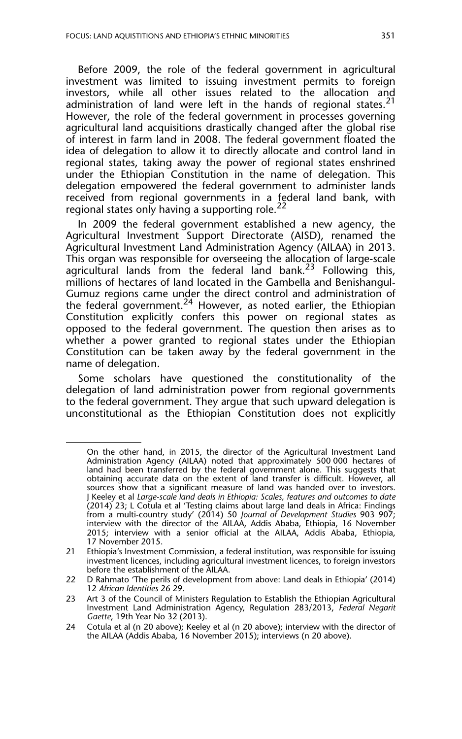Before 2009, the role of the federal government in agricultural investment was limited to issuing investment permits to foreign investors, while all other issues related to the allocation and administration of land were left in the hands of regional states.[21] However, the role of the federal government in processes governing agricultural land acquisitions drastically changed after the global rise of interest in farm land in 2008. The federal government floated the idea of delegation to allow it to directly allocate and control land in regional states, taking away the power of regional states enshrined under the Ethiopian Constitution in the name of delegation. This delegation empowered the federal government to administer lands received from regional governments in a federal land bank, with regional states only having a supporting role.[22]

In 2009 the federal government established a new agency, the Agricultural Investment Support Directorate (AISD), renamed the Agricultural Investment Land Administration Agency (AILAA) in 2013. This organ was responsible for overseeing the allocation of large-scale agricultural lands from the federal land bank.[23] Following this, millions of hectares of land located in the Gambella and Benishangul-Gumuz regions came under the direct control and administration of the federal government.[24] However, as noted earlier, the Ethiopian Constitution explicitly confers this power on regional states as opposed to the federal government. The question then arises as to whether a power granted to regional states under the Ethiopian Constitution can be taken away by the federal government in the name of delegation.

Some scholars have questioned the constitutionality of the delegation of land administration power from regional governments to the federal government. They argue that such upward delegation is unconstitutional as the Ethiopian Constitution does not explicitly

---

On the other hand, in 2015, the director of the Agricultural Investment Land Administration Agency (AILAA) noted that approximately 500 000 hectares of land had been transferred by the federal government alone. This suggests that obtaining accurate data on the extent of land transfer is difficult. However, all sources show that a significant measure of land was handed over to investors. J Keeley et al *Large-scale land deals in Ethiopia: Scales, features and outcomes to date* (2014) 23; L Cotula et al 'Testing claims about large land deals in Africa: Findings from a multi-country study' (2014) 50 *Journal of Development Studies* 903 907; interview with the director of the AILAA, Addis Ababa, Ethiopia, 16 November 2015; interview with a senior official at the AILAA, Addis Ababa, Ethiopia, 17 November 2015.

21 Ethiopia's Investment Commission, a federal institution, was responsible for issuing investment licences, including agricultural investment licences, to foreign investors before the establishment of the AILAA.

22 D Rahmato 'The perils of development from above: Land deals in Ethiopia' (2014) 12 *African Identities* 26 29.

23 Art 3 of the Council of Ministers Regulation to Establish the Ethiopian Agricultural Investment Land Administration Agency, Regulation 283/2013, *Federal Negarit Gaette*, 19th Year No 32 (2013).

24 Cotula et al (n 20 above); Keeley et al (n 20 above); interview with the director of the AILAA (Addis Ababa, 16 November 2015); interviews (n 20 above).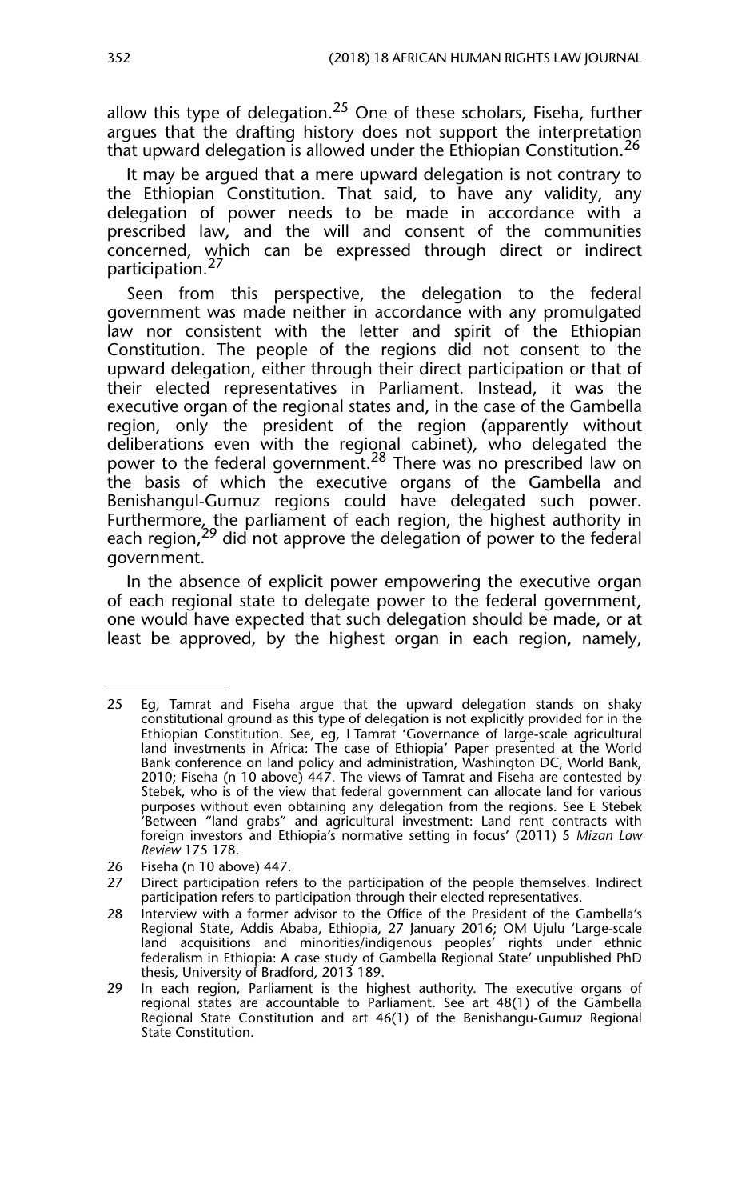allow this type of delegation.[25] One of these scholars, Fiseha, further argues that the drafting history does not support the interpretation that upward delegation is allowed under the Ethiopian Constitution.[26]

It may be argued that a mere upward delegation is not contrary to the Ethiopian Constitution. That said, to have any validity, any delegation of power needs to be made in accordance with a prescribed law, and the will and consent of the communities concerned, which can be expressed through direct or indirect participation.[27]

Seen from this perspective, the delegation to the federal government was made neither in accordance with any promulgated law nor consistent with the letter and spirit of the Ethiopian Constitution. The people of the regions did not consent to the upward delegation, either through their direct participation or that of their elected representatives in Parliament. Instead, it was the executive organ of the regional states and, in the case of the Gambella region, only the president of the region (apparently without deliberations even with the regional cabinet), who delegated the power to the federal government.[28] There was no prescribed law on the basis of which the executive organs of the Gambella and Benishangul-Gumuz regions could have delegated such power. Furthermore, the parliament of each region, the highest authority in each region,[29] did not approve the delegation of power to the federal government.

In the absence of explicit power empowering the executive organ of each regional state to delegate power to the federal government, one would have expected that such delegation should be made, or at least be approved, by the highest organ in each region, namely,

---

25 Eg, Tamrat and Fiseha argue that the upward delegation stands on shaky constitutional ground as this type of delegation is not explicitly provided for in the Ethiopian Constitution. See, eg, I Tamrat 'Governance of large-scale agricultural land investments in Africa: The case of Ethiopia' Paper presented at the World Bank conference on land policy and administration, Washington DC, World Bank, 2010; Fiseha (n 10 above) 447. The views of Tamrat and Fiseha are contested by Stebek, who is of the view that federal government can allocate land for various purposes without even obtaining any delegation from the regions. See E Stebek 'Between "land grabs" and agricultural investment: Land rent contracts with foreign investors and Ethiopia's normative setting in focus' (2011) 5 *Mizan Law Review* 175 178.

26 Fiseha (n 10 above) 447.

27 Direct participation refers to the participation of the people themselves. Indirect participation refers to participation through their elected representatives.

28 Interview with a former advisor to the Office of the President of the Gambella's Regional State, Addis Ababa, Ethiopia, 27 January 2016; OM Ujulu 'Large-scale land acquisitions and minorities/indigenous peoples' rights under ethnic federalism in Ethiopia: A case study of Gambella Regional State' unpublished PhD thesis, University of Bradford, 2013 189.

29 In each region, Parliament is the highest authority. The executive organs of regional states are accountable to Parliament. See art 48(1) of the Gambella Regional State Constitution and art 46(1) of the Benishangu-Gumuz Regional State Constitution.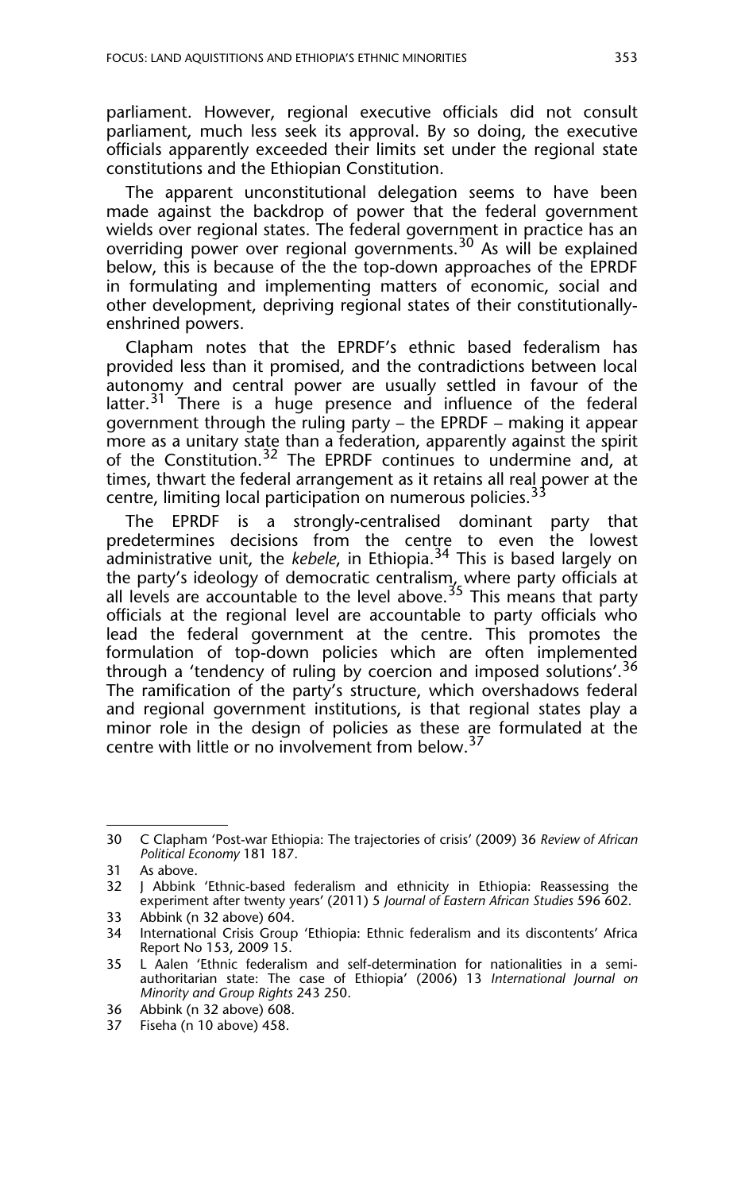parliament. However, regional executive officials did not consult parliament, much less seek its approval. By so doing, the executive officials apparently exceeded their limits set under the regional state constitutions and the Ethiopian Constitution.

The apparent unconstitutional delegation seems to have been made against the backdrop of power that the federal government wields over regional states. The federal government in practice has an overriding power over regional governments.[30] As will be explained below, this is because of the the top-down approaches of the EPRDF in formulating and implementing matters of economic, social and other development, depriving regional states of their constitutionally-enshrined powers.

Clapham notes that the EPRDF's ethnic based federalism has provided less than it promised, and the contradictions between local autonomy and central power are usually settled in favour of the latter.[31] There is a huge presence and influence of the federal government through the ruling party – the EPRDF – making it appear more as a unitary state than a federation, apparently against the spirit of the Constitution.[32] The EPRDF continues to undermine and, at times, thwart the federal arrangement as it retains all real power at the centre, limiting local participation on numerous policies.[33]

The EPRDF is a strongly-centralised dominant party that predetermines decisions from the centre to even the lowest administrative unit, the *kebele*, in Ethiopia.[34] This is based largely on the party's ideology of democratic centralism, where party officials at all levels are accountable to the level above.[35] This means that party officials at the regional level are accountable to party officials who lead the federal government at the centre. This promotes the formulation of top-down policies which are often implemented through a 'tendency of ruling by coercion and imposed solutions'.[36] The ramification of the party's structure, which overshadows federal and regional government institutions, is that regional states play a minor role in the design of policies as these are formulated at the centre with little or no involvement from below.[37]

---

30 C Clapham 'Post-war Ethiopia: The trajectories of crisis' (2009) 36 *Review of African Political Economy* 181 187.

31 As above.

32 J Abbink 'Ethnic-based federalism and ethnicity in Ethiopia: Reassessing the experiment after twenty years' (2011) 5 *Journal of Eastern African Studies* 596 602.

33 Abbink (n 32 above) 604.

34 International Crisis Group 'Ethiopia: Ethnic federalism and its discontents' Africa Report No 153, 2009 15.

35 L Aalen 'Ethnic federalism and self-determination for nationalities in a semi-authoritarian state: The case of Ethiopia' (2006) 13 *International Journal on Minority and Group Rights* 243 250.

36 Abbink (n 32 above) 608.

37 Fiseha (n 10 above) 458.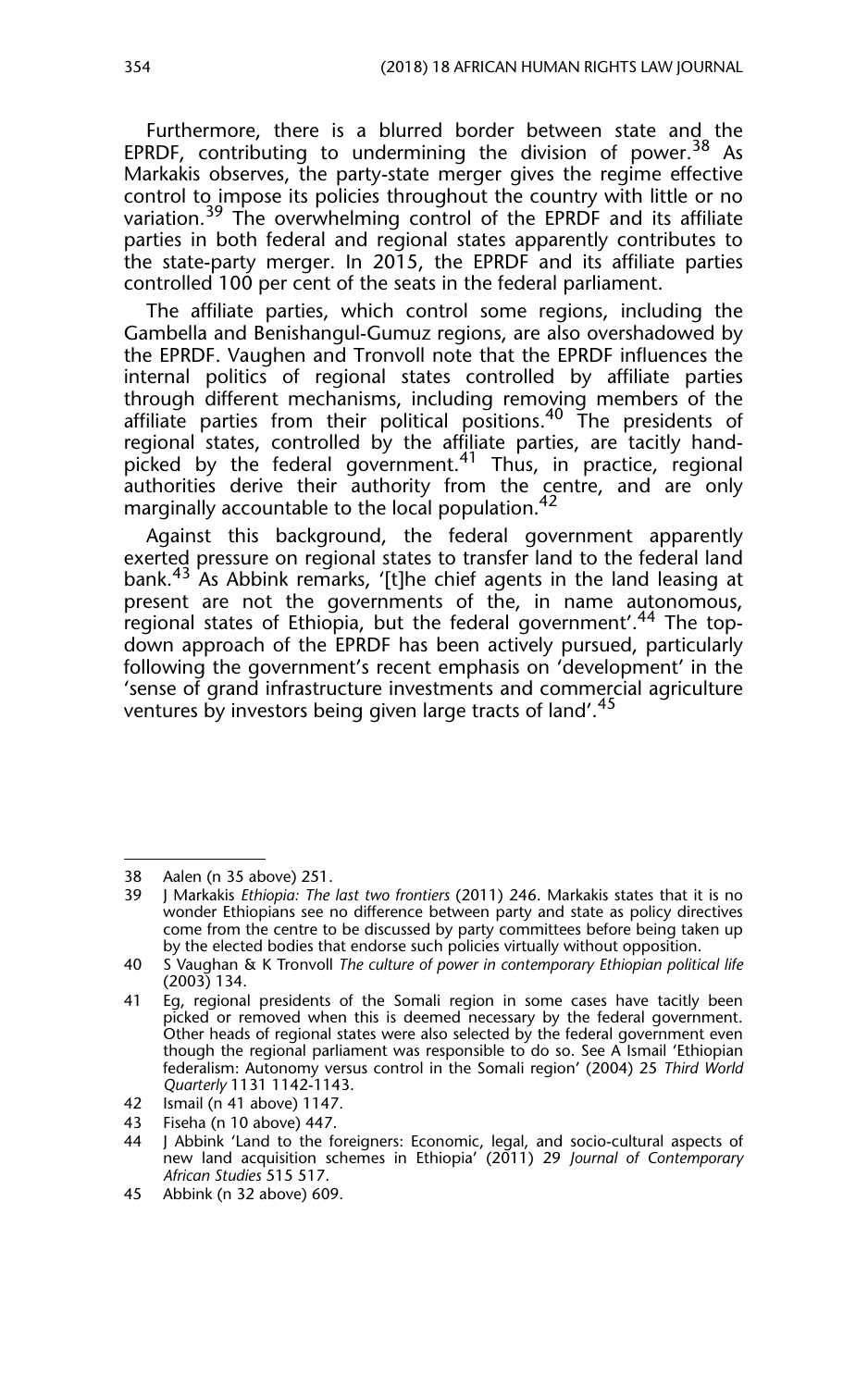Furthermore, there is a blurred border between state and the EPRDF, contributing to undermining the division of power.[38] As Markakis observes, the party-state merger gives the regime effective control to impose its policies throughout the country with little or no variation.[39] The overwhelming control of the EPRDF and its affiliate parties in both federal and regional states apparently contributes to the state-party merger. In 2015, the EPRDF and its affiliate parties controlled 100 per cent of the seats in the federal parliament.

The affiliate parties, which control some regions, including the Gambella and Benishangul-Gumuz regions, are also overshadowed by the EPRDF. Vaughen and Tronvoll note that the EPRDF influences the internal politics of regional states controlled by affiliate parties through different mechanisms, including removing members of the affiliate parties from their political positions.[40] The presidents of regional states, controlled by the affiliate parties, are tacitly hand-picked by the federal government.[41] Thus, in practice, regional authorities derive their authority from the centre, and are only marginally accountable to the local population.[42]

Against this background, the federal government apparently exerted pressure on regional states to transfer land to the federal land bank.[43] As Abbink remarks, '[t]he chief agents in the land leasing at present are not the governments of the, in name autonomous, regional states of Ethiopia, but the federal government'.[44] The top-down approach of the EPRDF has been actively pursued, particularly following the government's recent emphasis on 'development' in the 'sense of grand infrastructure investments and commercial agriculture ventures by investors being given large tracts of land'.[45]

---

38 Aalen (n 35 above) 251.

39 J Markakis *Ethiopia: The last two frontiers* (2011) 246. Markakis states that it is no wonder Ethiopians see no difference between party and state as policy directives come from the centre to be discussed by party committees before being taken up by the elected bodies that endorse such policies virtually without opposition.

40 S Vaughan & K Tronvoll *The culture of power in contemporary Ethiopian political life* (2003) 134.

41 Eg, regional presidents of the Somali region in some cases have tacitly been picked or removed when this is deemed necessary by the federal government. Other heads of regional states were also selected by the federal government even though the regional parliament was responsible to do so. See A Ismail 'Ethiopian federalism: Autonomy versus control in the Somali region' (2004) 25 *Third World Quarterly* 1131 1142-1143.

42 Ismail (n 41 above) 1147.

43 Fiseha (n 10 above) 447.

44 J Abbink 'Land to the foreigners: Economic, legal, and socio-cultural aspects of new land acquisition schemes in Ethiopia' (2011) 29 *Journal of Contemporary African Studies* 515 517.

45 Abbink (n 32 above) 609.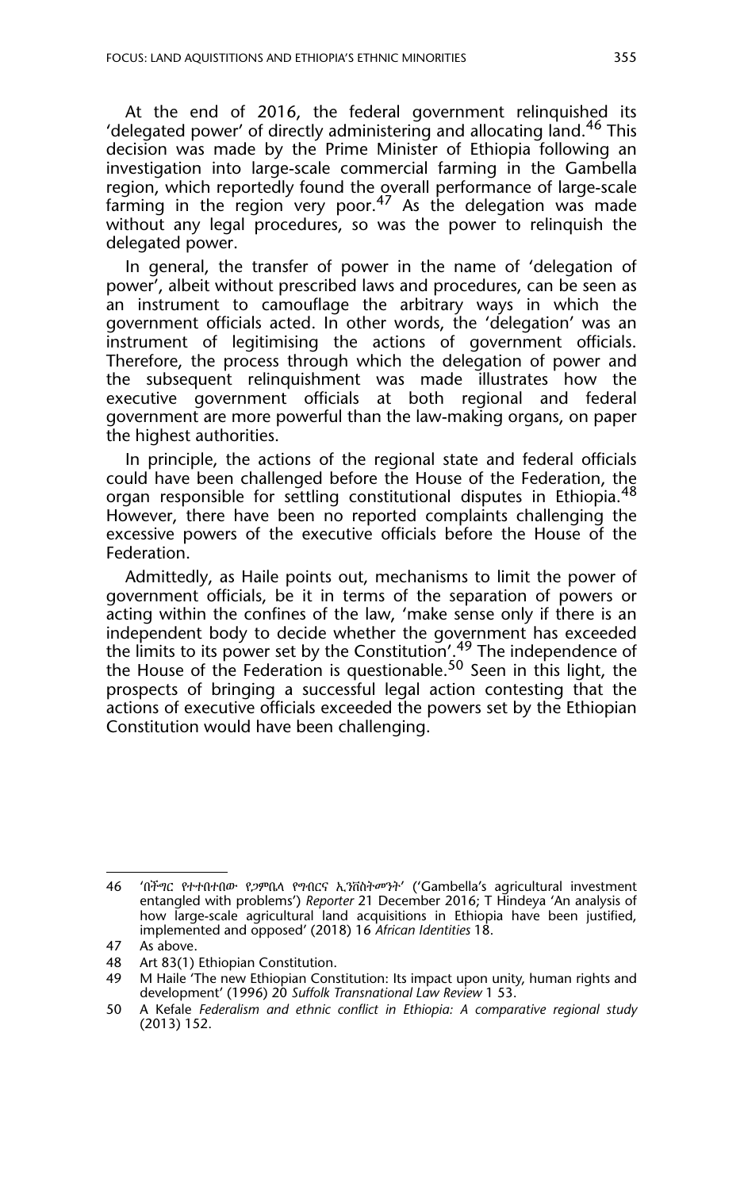At the end of 2016, the federal government relinquished its 'delegated power' of directly administering and allocating land.[46] This decision was made by the Prime Minister of Ethiopia following an investigation into large-scale commercial farming in the Gambella region, which reportedly found the overall performance of large-scale farming in the region very poor.[47] As the delegation was made without any legal procedures, so was the power to relinquish the delegated power.

In general, the transfer of power in the name of 'delegation of power', albeit without prescribed laws and procedures, can be seen as an instrument to camouflage the arbitrary ways in which the government officials acted. In other words, the 'delegation' was an instrument of legitimising the actions of government officials. Therefore, the process through which the delegation of power and the subsequent relinquishment was made illustrates how the executive government officials at both regional and federal government are more powerful than the law-making organs, on paper the highest authorities.

In principle, the actions of the regional state and federal officials could have been challenged before the House of the Federation, the organ responsible for settling constitutional disputes in Ethiopia.[48] However, there have been no reported complaints challenging the excessive powers of the executive officials before the House of the Federation.

Admittedly, as Haile points out, mechanisms to limit the power of government officials, be it in terms of the separation of powers or acting within the confines of the law, 'make sense only if there is an independent body to decide whether the government has exceeded the limits to its power set by the Constitution'.[49] The independence of the House of the Federation is questionable.[50] Seen in this light, the prospects of bringing a successful legal action contesting that the actions of executive officials exceeded the powers set by the Ethiopian Constitution would have been challenging.

---

46 'በችግር የተተበተበው የጋምቤላ የግብርና ኢንቨስትመንት' ('Gambella's agricultural investment entangled with problems') *Reporter* 21 December 2016; T Hindeya 'An analysis of how large-scale agricultural land acquisitions in Ethiopia have been justified, implemented and opposed' (2018) 16 *African Identities* 18.

47 As above.

48 Art 83(1) Ethiopian Constitution.

49 M Haile 'The new Ethiopian Constitution: Its impact upon unity, human rights and development' (1996) 20 *Suffolk Transnational Law Review* 1 53.

50 A Kefale *Federalism and ethnic conflict in Ethiopia: A comparative regional study* (2013) 152.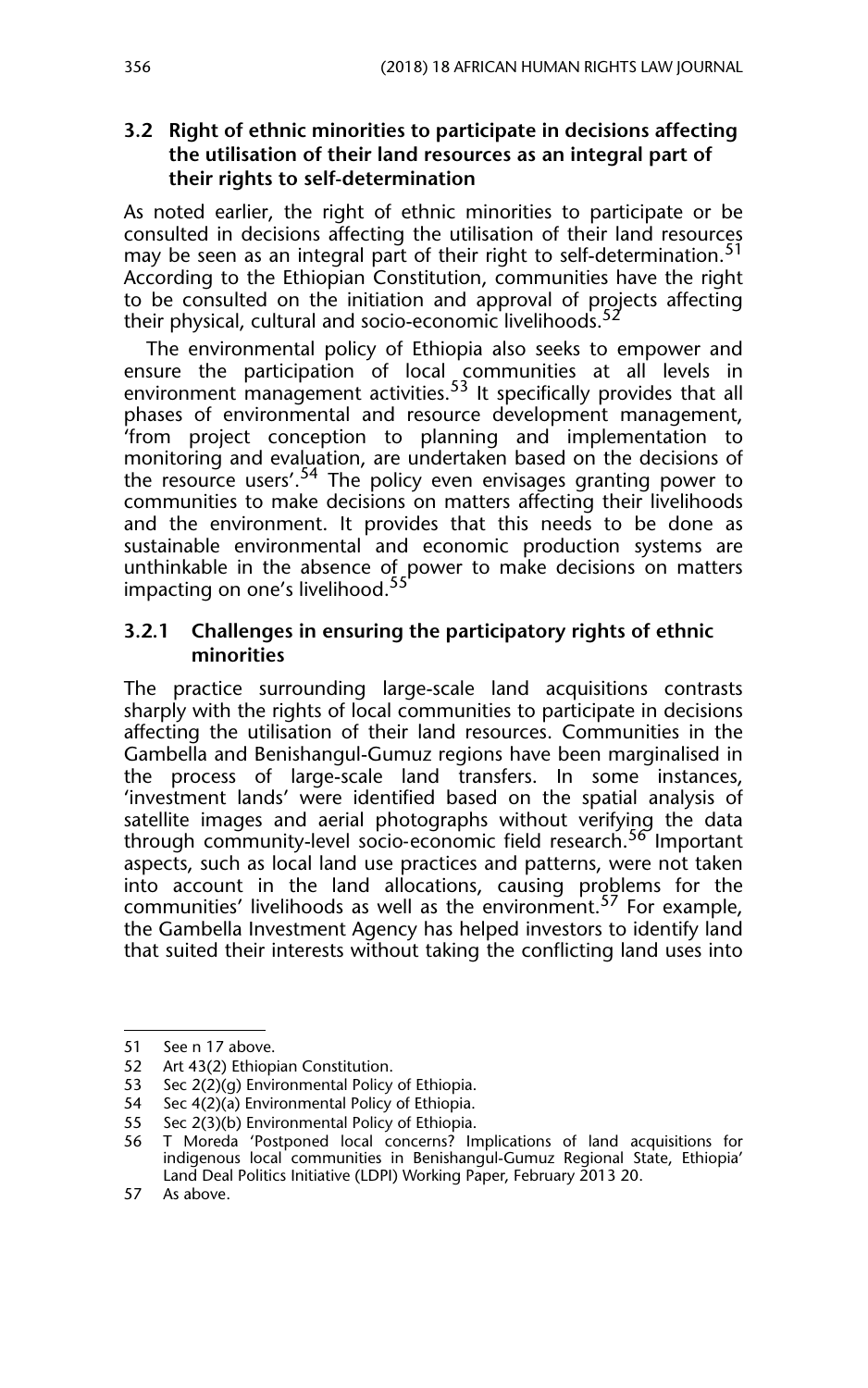### 3.2 Right of ethnic minorities to participate in decisions affecting the utilisation of their land resources as an integral part of their rights to self-determination

As noted earlier, the right of ethnic minorities to participate or be consulted in decisions affecting the utilisation of their land resources may be seen as an integral part of their right to self-determination.[51] According to the Ethiopian Constitution, communities have the right to be consulted on the initiation and approval of projects affecting their physical, cultural and socio-economic livelihoods.[52]

The environmental policy of Ethiopia also seeks to empower and ensure the participation of local communities at all levels in environment management activities.[53] It specifically provides that all phases of environmental and resource development management, 'from project conception to planning and implementation to monitoring and evaluation, are undertaken based on the decisions of the resource users'.[54] The policy even envisages granting power to communities to make decisions on matters affecting their livelihoods and the environment. It provides that this needs to be done as sustainable environmental and economic production systems are unthinkable in the absence of power to make decisions on matters impacting on one's livelihood.[55]

#### 3.2.1 Challenges in ensuring the participatory rights of ethnic minorities

The practice surrounding large-scale land acquisitions contrasts sharply with the rights of local communities to participate in decisions affecting the utilisation of their land resources. Communities in the Gambella and Benishangul-Gumuz regions have been marginalised in the process of large-scale land transfers. In some instances, 'investment lands' were identified based on the spatial analysis of satellite images and aerial photographs without verifying the data through community-level socio-economic field research.[56] Important aspects, such as local land use practices and patterns, were not taken into account in the land allocations, causing problems for the communities' livelihoods as well as the environment.[57] For example, the Gambella Investment Agency has helped investors to identify land that suited their interests without taking the conflicting land uses into

---

51 See n 17 above.

52 Art 43(2) Ethiopian Constitution.

53 Sec 2(2)(g) Environmental Policy of Ethiopia.

54 Sec 4(2)(a) Environmental Policy of Ethiopia.

55 Sec 2(3)(b) Environmental Policy of Ethiopia.

56 T Moreda 'Postponed local concerns? Implications of land acquisitions for indigenous local communities in Benishangul-Gumuz Regional State, Ethiopia' Land Deal Politics Initiative (LDPI) Working Paper, February 2013 20.

57 As above.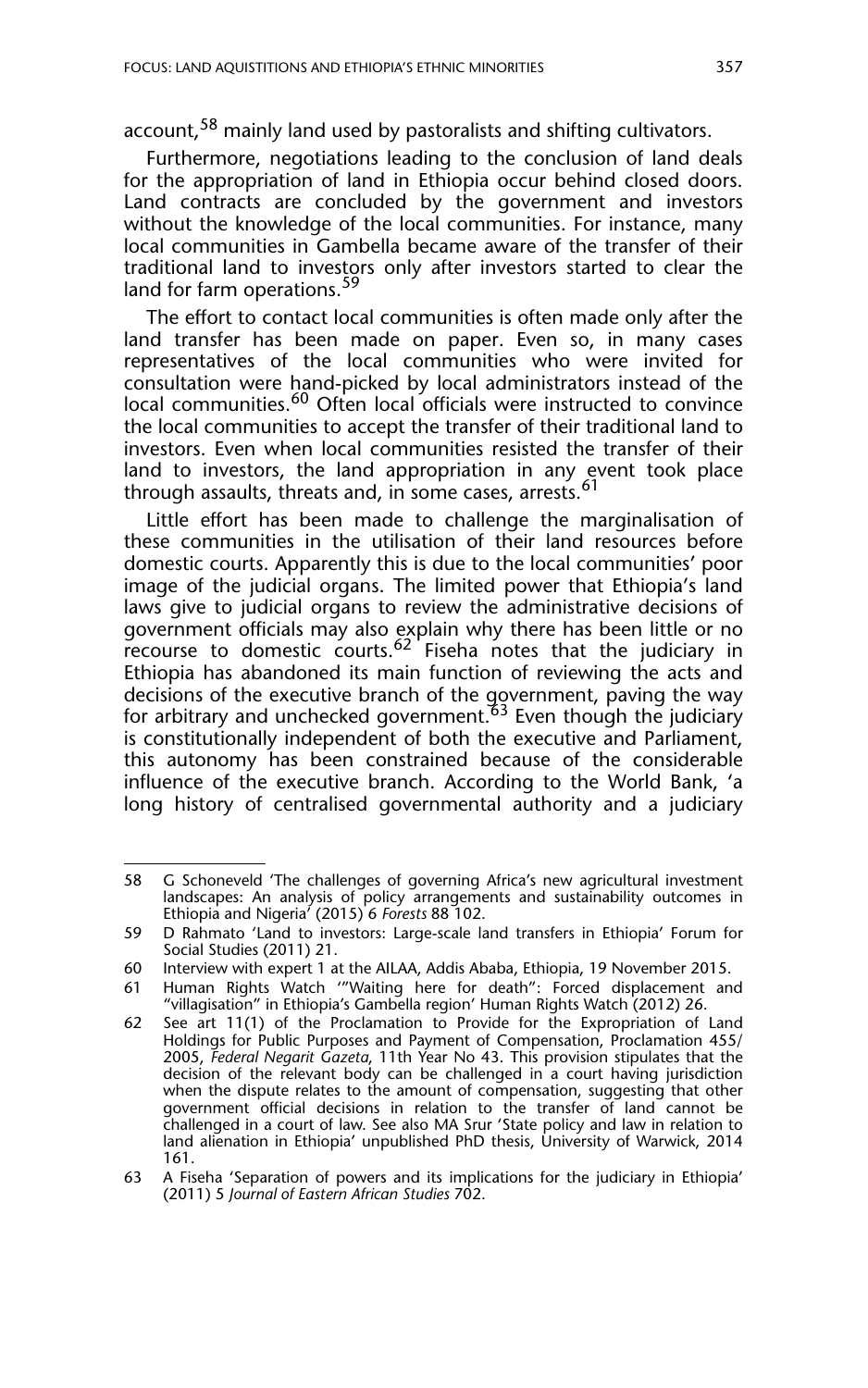account,[58] mainly land used by pastoralists and shifting cultivators.

Furthermore, negotiations leading to the conclusion of land deals for the appropriation of land in Ethiopia occur behind closed doors. Land contracts are concluded by the government and investors without the knowledge of the local communities. For instance, many local communities in Gambella became aware of the transfer of their traditional land to investors only after investors started to clear the land for farm operations.[59]

The effort to contact local communities is often made only after the land transfer has been made on paper. Even so, in many cases representatives of the local communities who were invited for consultation were hand-picked by local administrators instead of the local communities.[60] Often local officials were instructed to convince the local communities to accept the transfer of their traditional land to investors. Even when local communities resisted the transfer of their land to investors, the land appropriation in any event took place through assaults, threats and, in some cases, arrests.[61]

Little effort has been made to challenge the marginalisation of these communities in the utilisation of their land resources before domestic courts. Apparently this is due to the local communities' poor image of the judicial organs. The limited power that Ethiopia's land laws give to judicial organs to review the administrative decisions of government officials may also explain why there has been little or no recourse to domestic courts.[62] Fiseha notes that the judiciary in Ethiopia has abandoned its main function of reviewing the acts and decisions of the executive branch of the government, paving the way for arbitrary and unchecked government.[63] Even though the judiciary is constitutionally independent of both the executive and Parliament, this autonomy has been constrained because of the considerable influence of the executive branch. According to the World Bank, 'a long history of centralised governmental authority and a judiciary

---

58 G Schoneveld 'The challenges of governing Africa's new agricultural investment landscapes: An analysis of policy arrangements and sustainability outcomes in Ethiopia and Nigeria' (2015) 6 *Forests* 88 102.

59 D Rahmato 'Land to investors: Large-scale land transfers in Ethiopia' Forum for Social Studies (2011) 21.

60 Interview with expert 1 at the AILAA, Addis Ababa, Ethiopia, 19 November 2015.

61 Human Rights Watch '"Waiting here for death": Forced displacement and "villagisation" in Ethiopia's Gambella region' Human Rights Watch (2012) 26.

62 See art 11(1) of the Proclamation to Provide for the Expropriation of Land Holdings for Public Purposes and Payment of Compensation, Proclamation 455/2005, *Federal Negarit Gazeta*, 11th Year No 43. This provision stipulates that the decision of the relevant body can be challenged in a court having jurisdiction when the dispute relates to the amount of compensation, suggesting that other government official decisions in relation to the transfer of land cannot be challenged in a court of law. See also MA Srur 'State policy and law in relation to land alienation in Ethiopia' unpublished PhD thesis, University of Warwick, 2014 161.

63 A Fiseha 'Separation of powers and its implications for the judiciary in Ethiopia' (2011) 5 *Journal of Eastern African Studies* 702.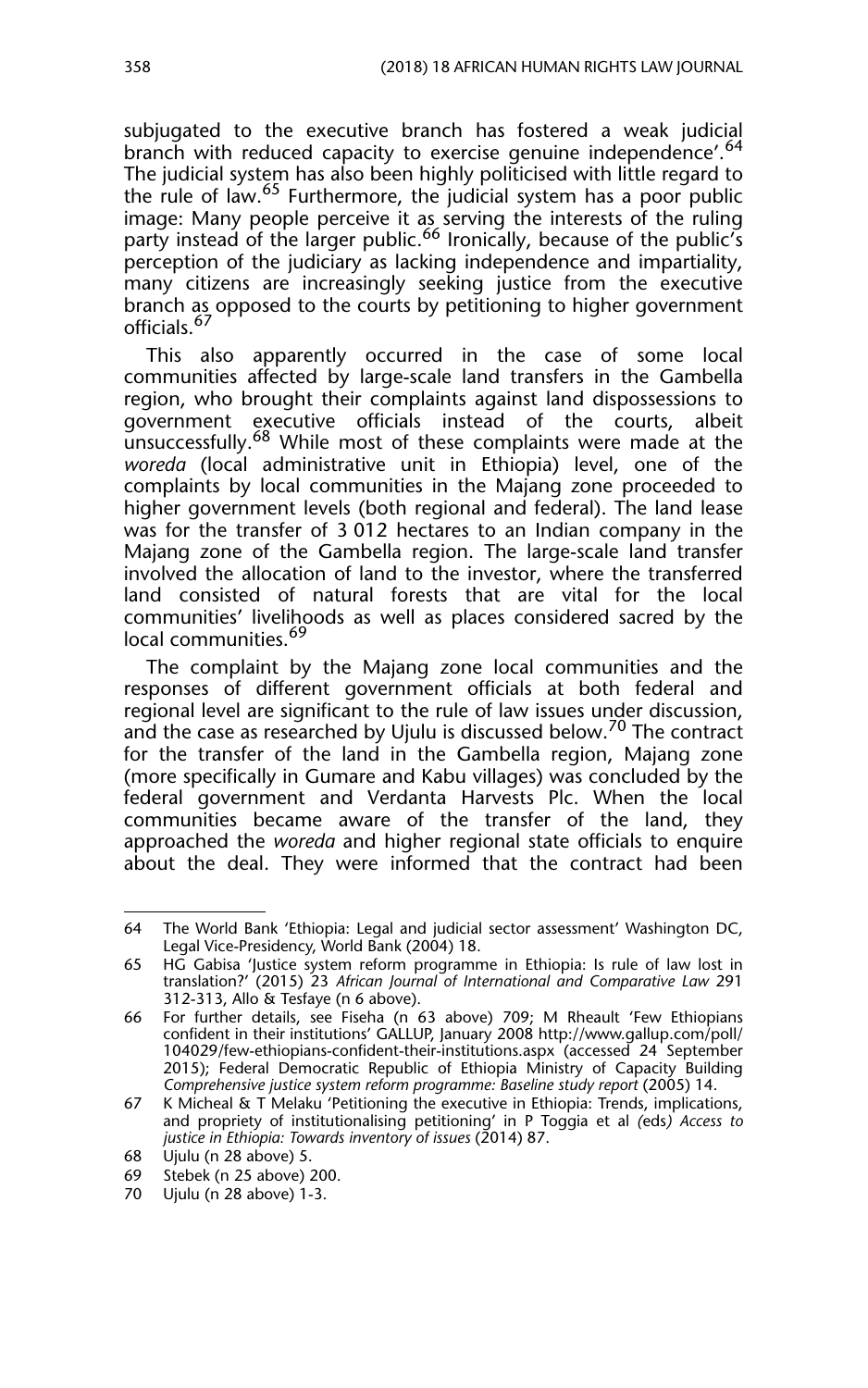subjugated to the executive branch has fostered a weak judicial branch with reduced capacity to exercise genuine independence'.[64] The judicial system has also been highly politicised with little regard to the rule of law.[65] Furthermore, the judicial system has a poor public image: Many people perceive it as serving the interests of the ruling party instead of the larger public.[66] Ironically, because of the public's perception of the judiciary as lacking independence and impartiality, many citizens are increasingly seeking justice from the executive branch as opposed to the courts by petitioning to higher government officials.[67]

This also apparently occurred in the case of some local communities affected by large-scale land transfers in the Gambella region, who brought their complaints against land dispossessions to government executive officials instead of the courts, albeit unsuccessfully.[68] While most of these complaints were made at the *woreda* (local administrative unit in Ethiopia) level, one of the complaints by local communities in the Majang zone proceeded to higher government levels (both regional and federal). The land lease was for the transfer of 3 012 hectares to an Indian company in the Majang zone of the Gambella region. The large-scale land transfer involved the allocation of land to the investor, where the transferred land consisted of natural forests that are vital for the local communities' livelihoods as well as places considered sacred by the local communities.[69]

The complaint by the Majang zone local communities and the responses of different government officials at both federal and regional level are significant to the rule of law issues under discussion, and the case as researched by Ujulu is discussed below.[70] The contract for the transfer of the land in the Gambella region, Majang zone (more specifically in Gumare and Kabu villages) was concluded by the federal government and Verdanta Harvests Plc. When the local communities became aware of the transfer of the land, they approached the *woreda* and higher regional state officials to enquire about the deal. They were informed that the contract had been

---

64 The World Bank 'Ethiopia: Legal and judicial sector assessment' Washington DC, Legal Vice-Presidency, World Bank (2004) 18.

65 HG Gabisa 'Justice system reform programme in Ethiopia: Is rule of law lost in translation?' (2015) 23 *African Journal of International and Comparative Law* 291 312-313, Allo & Tesfaye (n 6 above).

66 For further details, see Fiseha (n 63 above) 709; M Rheault 'Few Ethiopians confident in their institutions' GALLUP, January 2008 http://www.gallup.com/poll/104029/few-ethiopians-confident-their-institutions.aspx (accessed 24 September 2015); Federal Democratic Republic of Ethiopia Ministry of Capacity Building *Comprehensive justice system reform programme: Baseline study report* (2005) 14.

67 K Micheal & T Melaku 'Petitioning the executive in Ethiopia: Trends, implications, and propriety of institutionalising petitioning' in P Toggia et al (eds) *Access to justice in Ethiopia: Towards inventory of issues* (2014) 87.

68 Ujulu (n 28 above) 5.

69 Stebek (n 25 above) 200.

70 Ujulu (n 28 above) 1-3.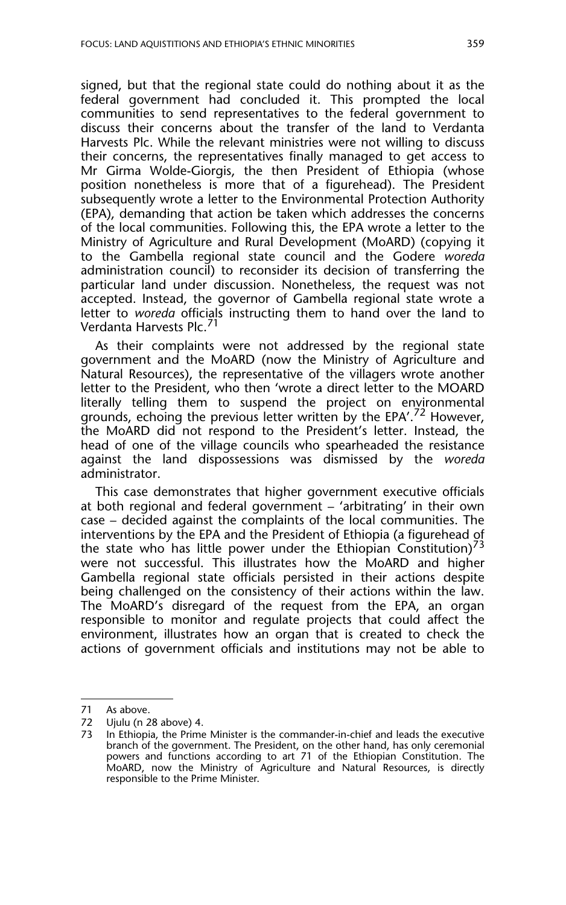signed, but that the regional state could do nothing about it as the federal government had concluded it. This prompted the local communities to send representatives to the federal government to discuss their concerns about the transfer of the land to Verdanta Harvests Plc. While the relevant ministries were not willing to discuss their concerns, the representatives finally managed to get access to Mr Girma Wolde-Giorgis, the then President of Ethiopia (whose position nonetheless is more that of a figurehead). The President subsequently wrote a letter to the Environmental Protection Authority (EPA), demanding that action be taken which addresses the concerns of the local communities. Following this, the EPA wrote a letter to the Ministry of Agriculture and Rural Development (MoARD) (copying it to the Gambella regional state council and the Godere *woreda* administration council) to reconsider its decision of transferring the particular land under discussion. Nonetheless, the request was not accepted. Instead, the governor of Gambella regional state wrote a letter to *woreda* officials instructing them to hand over the land to Verdanta Harvests Plc.[71]

As their complaints were not addressed by the regional state government and the MoARD (now the Ministry of Agriculture and Natural Resources), the representative of the villagers wrote another letter to the President, who then 'wrote a direct letter to the MOARD literally telling them to suspend the project on environmental grounds, echoing the previous letter written by the EPA'.[72] However, the MoARD did not respond to the President's letter. Instead, the head of one of the village councils who spearheaded the resistance against the land dispossessions was dismissed by the *woreda* administrator.

This case demonstrates that higher government executive officials at both regional and federal government – 'arbitrating' in their own case – decided against the complaints of the local communities. The interventions by the EPA and the President of Ethiopia (a figurehead of the state who has little power under the Ethiopian Constitution)[73] were not successful. This illustrates how the MoARD and higher Gambella regional state officials persisted in their actions despite being challenged on the consistency of their actions within the law. The MoARD's disregard of the request from the EPA, an organ responsible to monitor and regulate projects that could affect the environment, illustrates how an organ that is created to check the actions of government officials and institutions may not be able to

---

71 As above.

72 Ujulu (n 28 above) 4.

73 In Ethiopia, the Prime Minister is the commander-in-chief and leads the executive branch of the government. The President, on the other hand, has only ceremonial powers and functions according to art 71 of the Ethiopian Constitution. The MoARD, now the Ministry of Agriculture and Natural Resources, is directly responsible to the Prime Minister.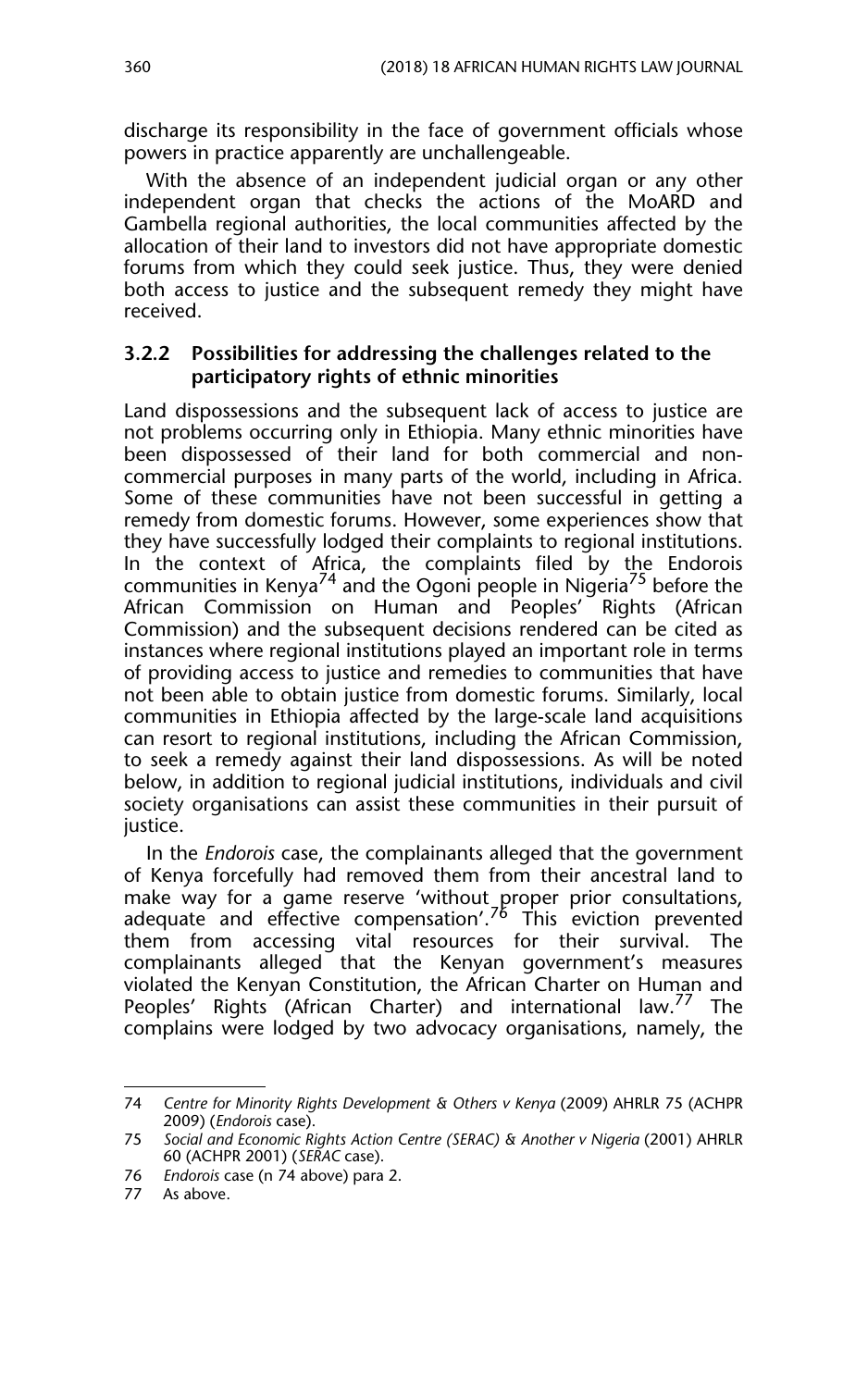discharge its responsibility in the face of government officials whose powers in practice apparently are unchallengeable.

With the absence of an independent judicial organ or any other independent organ that checks the actions of the MoARD and Gambella regional authorities, the local communities affected by the allocation of their land to investors did not have appropriate domestic forums from which they could seek justice. Thus, they were denied both access to justice and the subsequent remedy they might have received.

### 3.2.2 Possibilities for addressing the challenges related to the participatory rights of ethnic minorities

Land dispossessions and the subsequent lack of access to justice are not problems occurring only in Ethiopia. Many ethnic minorities have been dispossessed of their land for both commercial and non-commercial purposes in many parts of the world, including in Africa. Some of these communities have not been successful in getting a remedy from domestic forums. However, some experiences show that they have successfully lodged their complaints to regional institutions. In the context of Africa, the complaints filed by the Endorois communities in Kenya[74] and the Ogoni people in Nigeria[75] before the African Commission on Human and Peoples' Rights (African Commission) and the subsequent decisions rendered can be cited as instances where regional institutions played an important role in terms of providing access to justice and remedies to communities that have not been able to obtain justice from domestic forums. Similarly, local communities in Ethiopia affected by the large-scale land acquisitions can resort to regional institutions, including the African Commission, to seek a remedy against their land dispossessions. As will be noted below, in addition to regional judicial institutions, individuals and civil society organisations can assist these communities in their pursuit of justice.

In the *Endorois* case, the complainants alleged that the government of Kenya forcefully had removed them from their ancestral land to make way for a game reserve 'without proper prior consultations, adequate and effective compensation'.[76] This eviction prevented them from accessing vital resources for their survival. The complainants alleged that the Kenyan government's measures violated the Kenyan Constitution, the African Charter on Human and Peoples' Rights (African Charter) and international law.[77] The complains were lodged by two advocacy organisations, namely, the

---

74 *Centre for Minority Rights Development & Others v Kenya* (2009) AHRLR 75 (ACHPR 2009) (*Endorois* case).

75 *Social and Economic Rights Action Centre (SERAC) & Another v Nigeria* (2001) AHRLR 60 (ACHPR 2001) (*SERAC* case).

76 *Endorois* case (n 74 above) para 2.

77 As above.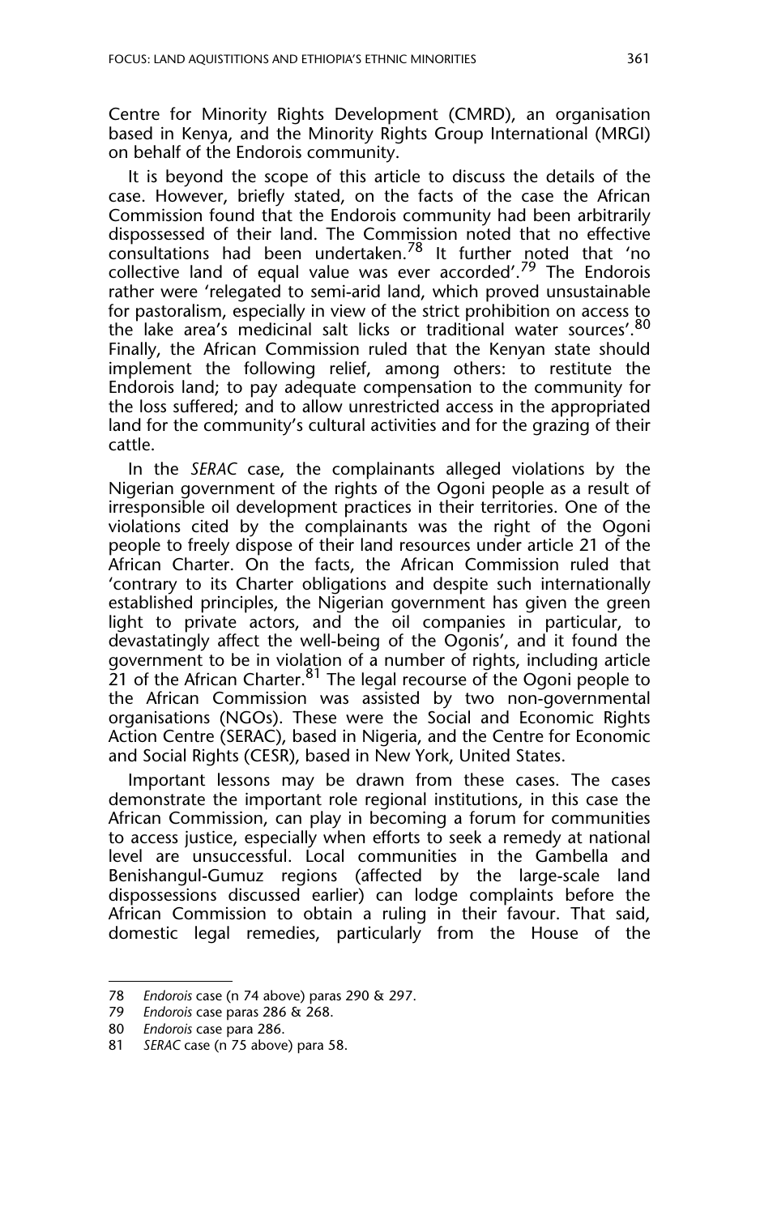Centre for Minority Rights Development (CMRD), an organisation based in Kenya, and the Minority Rights Group International (MRGI) on behalf of the Endorois community.

It is beyond the scope of this article to discuss the details of the case. However, briefly stated, on the facts of the case the African Commission found that the Endorois community had been arbitrarily dispossessed of their land. The Commission noted that no effective consultations had been undertaken.[78] It further noted that 'no collective land of equal value was ever accorded'.[79] The Endorois rather were 'relegated to semi-arid land, which proved unsustainable for pastoralism, especially in view of the strict prohibition on access to the lake area's medicinal salt licks or traditional water sources'.[80] Finally, the African Commission ruled that the Kenyan state should implement the following relief, among others: to restitute the Endorois land; to pay adequate compensation to the community for the loss suffered; and to allow unrestricted access in the appropriated land for the community's cultural activities and for the grazing of their cattle.

In the *SERAC* case, the complainants alleged violations by the Nigerian government of the rights of the Ogoni people as a result of irresponsible oil development practices in their territories. One of the violations cited by the complainants was the right of the Ogoni people to freely dispose of their land resources under article 21 of the African Charter. On the facts, the African Commission ruled that 'contrary to its Charter obligations and despite such internationally established principles, the Nigerian government has given the green light to private actors, and the oil companies in particular, to devastatingly affect the well-being of the Ogonis', and it found the government to be in violation of a number of rights, including article 21 of the African Charter.[81] The legal recourse of the Ogoni people to the African Commission was assisted by two non-governmental organisations (NGOs). These were the Social and Economic Rights Action Centre (SERAC), based in Nigeria, and the Centre for Economic and Social Rights (CESR), based in New York, United States.

Important lessons may be drawn from these cases. The cases demonstrate the important role regional institutions, in this case the African Commission, can play in becoming a forum for communities to access justice, especially when efforts to seek a remedy at national level are unsuccessful. Local communities in the Gambella and Benishangul-Gumuz regions (affected by the large-scale land dispossessions discussed earlier) can lodge complaints before the African Commission to obtain a ruling in their favour. That said, domestic legal remedies, particularly from the House of the

---

78 *Endorois* case (n 74 above) paras 290 & 297.

79 *Endorois* case paras 286 & 268.

80 *Endorois* case para 286.

81 *SERAC* case (n 75 above) para 58.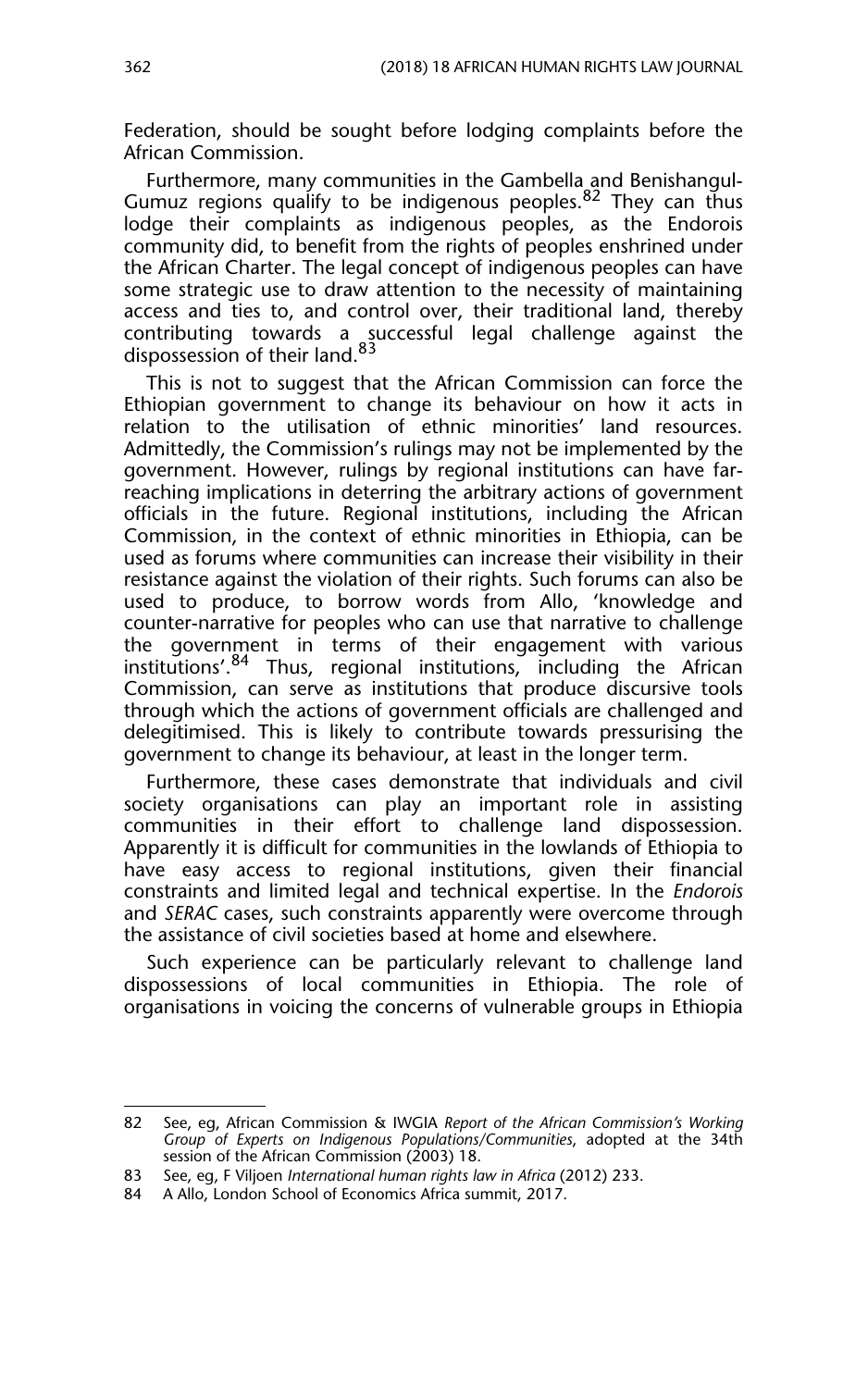Federation, should be sought before lodging complaints before the African Commission.

Furthermore, many communities in the Gambella and Benishangul-Gumuz regions qualify to be indigenous peoples.[82] They can thus lodge their complaints as indigenous peoples, as the Endorois community did, to benefit from the rights of peoples enshrined under the African Charter. The legal concept of indigenous peoples can have some strategic use to draw attention to the necessity of maintaining access and ties to, and control over, their traditional land, thereby contributing towards a successful legal challenge against the dispossession of their land.[83]

This is not to suggest that the African Commission can force the Ethiopian government to change its behaviour on how it acts in relation to the utilisation of ethnic minorities' land resources. Admittedly, the Commission's rulings may not be implemented by the government. However, rulings by regional institutions can have far-reaching implications in deterring the arbitrary actions of government officials in the future. Regional institutions, including the African Commission, in the context of ethnic minorities in Ethiopia, can be used as forums where communities can increase their visibility in their resistance against the violation of their rights. Such forums can also be used to produce, to borrow words from Allo, 'knowledge and counter-narrative for peoples who can use that narrative to challenge the government in terms of their engagement with various institutions'.[84] Thus, regional institutions, including the African Commission, can serve as institutions that produce discursive tools through which the actions of government officials are challenged and delegitimised. This is likely to contribute towards pressurising the government to change its behaviour, at least in the longer term.

Furthermore, these cases demonstrate that individuals and civil society organisations can play an important role in assisting communities in their effort to challenge land dispossession. Apparently it is difficult for communities in the lowlands of Ethiopia to have easy access to regional institutions, given their financial constraints and limited legal and technical expertise. In the *Endorois* and *SERAC* cases, such constraints apparently were overcome through the assistance of civil societies based at home and elsewhere.

Such experience can be particularly relevant to challenge land dispossessions of local communities in Ethiopia. The role of organisations in voicing the concerns of vulnerable groups in Ethiopia

---

82 See, eg, African Commission & IWGIA *Report of the African Commission's Working Group of Experts on Indigenous Populations/Communities*, adopted at the 34th session of the African Commission (2003) 18.

83 See, eg, F Viljoen *International human rights law in Africa* (2012) 233.

84 A Allo, London School of Economics Africa summit, 2017.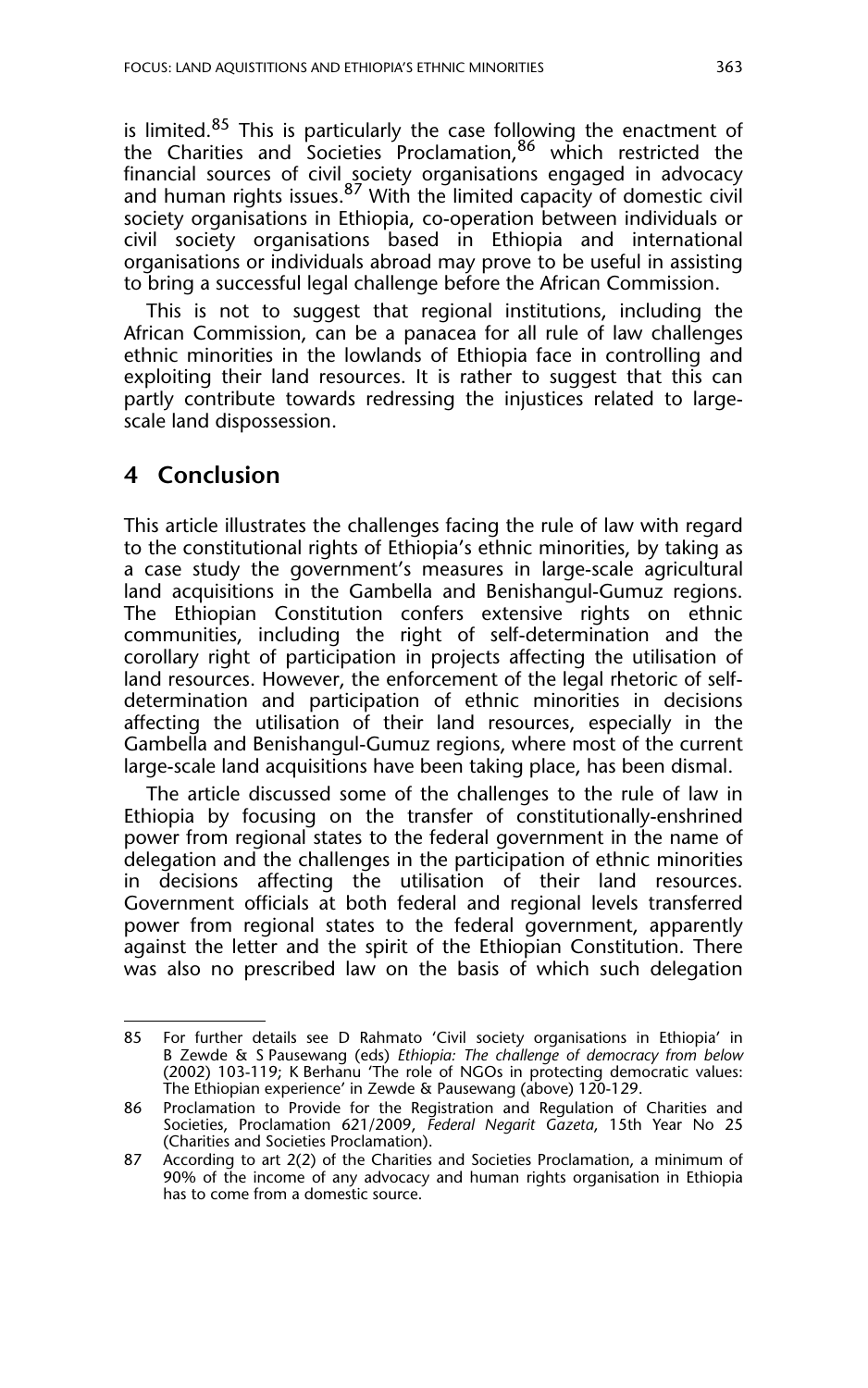is limited.[85] This is particularly the case following the enactment of the Charities and Societies Proclamation,[86] which restricted the financial sources of civil society organisations engaged in advocacy and human rights issues.[87] With the limited capacity of domestic civil society organisations in Ethiopia, co-operation between individuals or civil society organisations based in Ethiopia and international organisations or individuals abroad may prove to be useful in assisting to bring a successful legal challenge before the African Commission.

This is not to suggest that regional institutions, including the African Commission, can be a panacea for all rule of law challenges ethnic minorities in the lowlands of Ethiopia face in controlling and exploiting their land resources. It is rather to suggest that this can partly contribute towards redressing the injustices related to large-scale land dispossession.

## 4 Conclusion

This article illustrates the challenges facing the rule of law with regard to the constitutional rights of Ethiopia's ethnic minorities, by taking as a case study the government's measures in large-scale agricultural land acquisitions in the Gambella and Benishangul-Gumuz regions. The Ethiopian Constitution confers extensive rights on ethnic communities, including the right of self-determination and the corollary right of participation in projects affecting the utilisation of land resources. However, the enforcement of the legal rhetoric of self-determination and participation of ethnic minorities in decisions affecting the utilisation of their land resources, especially in the Gambella and Benishangul-Gumuz regions, where most of the current large-scale land acquisitions have been taking place, has been dismal.

The article discussed some of the challenges to the rule of law in Ethiopia by focusing on the transfer of constitutionally-enshrined power from regional states to the federal government in the name of delegation and the challenges in the participation of ethnic minorities in decisions affecting the utilisation of their land resources. Government officials at both federal and regional levels transferred power from regional states to the federal government, apparently against the letter and the spirit of the Ethiopian Constitution. There was also no prescribed law on the basis of which such delegation

---

85 For further details see D Rahmato 'Civil society organisations in Ethiopia' in B Zewde & S Pausewang (eds) *Ethiopia: The challenge of democracy from below* (2002) 103-119; K Berhanu 'The role of NGOs in protecting democratic values: The Ethiopian experience' in Zewde & Pausewang (above) 120-129.

86 Proclamation to Provide for the Registration and Regulation of Charities and Societies, Proclamation 621/2009, *Federal Negarit Gazeta*, 15th Year No 25 (Charities and Societies Proclamation).

87 According to art 2(2) of the Charities and Societies Proclamation, a minimum of 90% of the income of any advocacy and human rights organisation in Ethiopia has to come from a domestic source.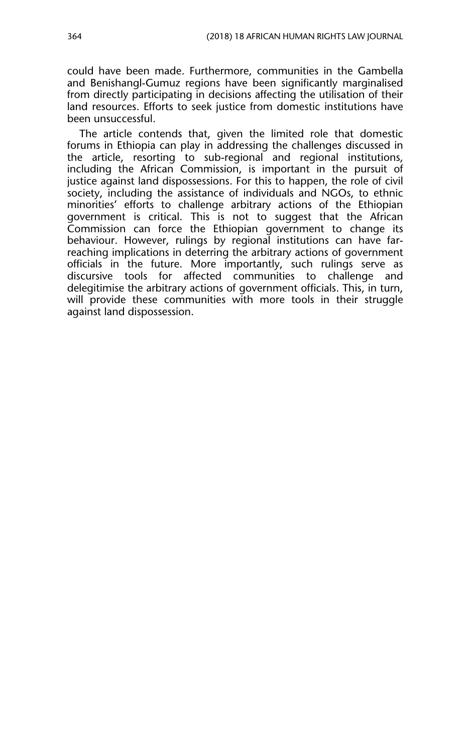could have been made. Furthermore, communities in the Gambella and Benishangl-Gumuz regions have been significantly marginalised from directly participating in decisions affecting the utilisation of their land resources. Efforts to seek justice from domestic institutions have been unsuccessful.

The article contends that, given the limited role that domestic forums in Ethiopia can play in addressing the challenges discussed in the article, resorting to sub-regional and regional institutions, including the African Commission, is important in the pursuit of justice against land dispossessions. For this to happen, the role of civil society, including the assistance of individuals and NGOs, to ethnic minorities' efforts to challenge arbitrary actions of the Ethiopian government is critical. This is not to suggest that the African Commission can force the Ethiopian government to change its behaviour. However, rulings by regional institutions can have far-reaching implications in deterring the arbitrary actions of government officials in the future. More importantly, such rulings serve as discursive tools for affected communities to challenge and delegitimise the arbitrary actions of government officials. This, in turn, will provide these communities with more tools in their struggle against land dispossession.